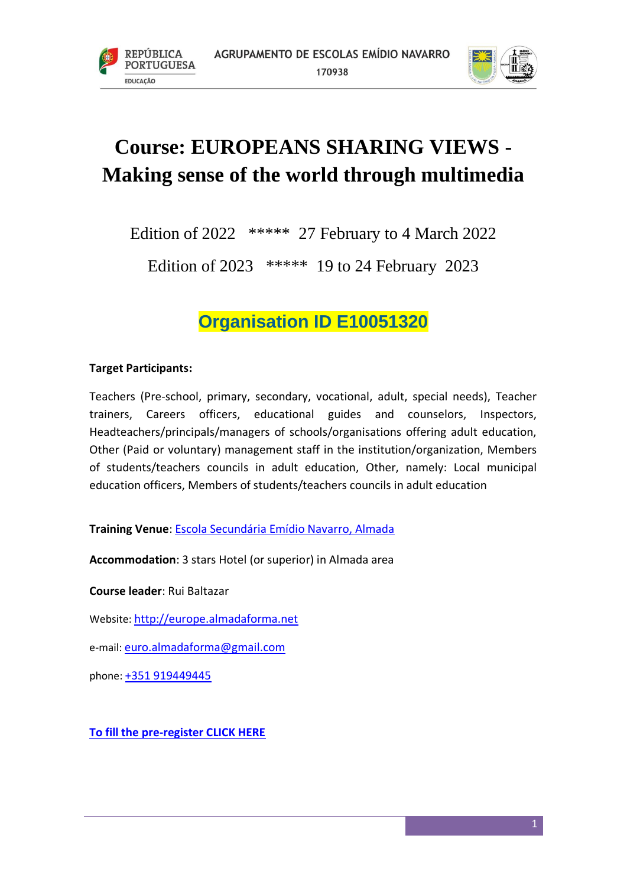# Course: EUROPEANS SHARING VIEWS - Making sense of the world through multimedia

Edition of 2022 ***** 27 February to 4 March 2022

Edition of 2023 ***** 19 to 24 February 2023

## Organisation ID E10051320

**Target Participants:**

Teachers (Pre-school, primary, secondary, vocational, adult, special needs), Teacher trainers, Careers officers, educational guides and counselors, Inspectors, Headteachers/principals/managers of schools/organisations offering adult education, Other (Paid or voluntary) management staff in the institution/organization, Members of students/teachers councils in adult education, Other, namely: Local municipal education officers, Members of students/teachers councils in adult education

**Training Venue**: Escola Secundária Emídio Navarro, Almada

**Accommodation**: 3 stars Hotel (or superior) in Almada area

**Course leader**: Rui Baltazar

Website: http://europe.almadaforma.net

e-mail: euro.almadaforma@gmail.com

phone: +351 919449445

**To fill the pre-register CLICK HERE**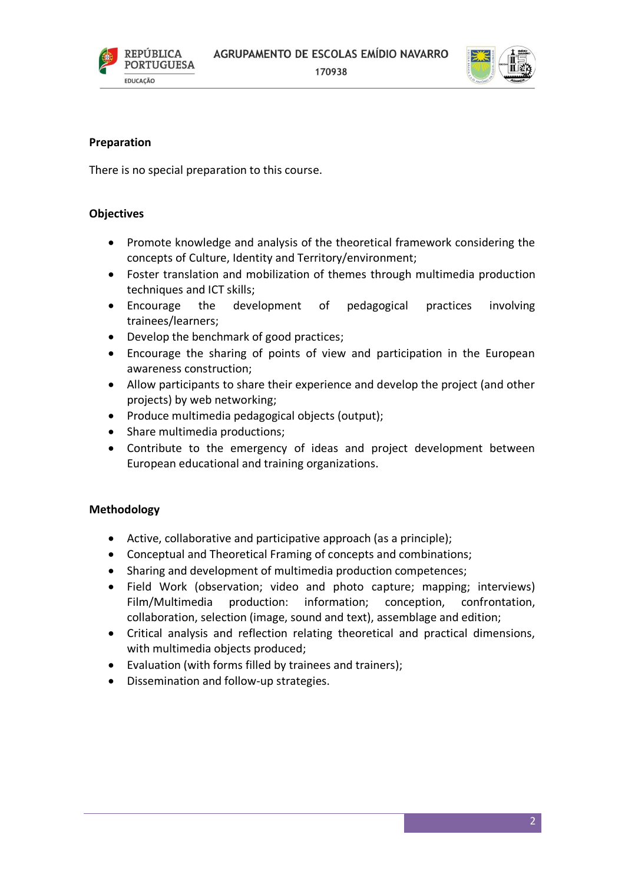**Preparation**

There is no special preparation to this course.

**Objectives**

- Promote knowledge and analysis of the theoretical framework considering the concepts of Culture, Identity and Territory/environment;
- Foster translation and mobilization of themes through multimedia production techniques and ICT skills;
- Encourage the development of pedagogical practices involving trainees/learners;
- Develop the benchmark of good practices;
- Encourage the sharing of points of view and participation in the European awareness construction;
- Allow participants to share their experience and develop the project (and other projects) by web networking;
- Produce multimedia pedagogical objects (output);
- Share multimedia productions;
- Contribute to the emergency of ideas and project development between European educational and training organizations.

**Methodology**

- Active, collaborative and participative approach (as a principle);
- Conceptual and Theoretical Framing of concepts and combinations;
- Sharing and development of multimedia production competences;
- Field Work (observation; video and photo capture; mapping; interviews) Film/Multimedia production: information; conception, confrontation, collaboration, selection (image, sound and text), assemblage and edition;
- Critical analysis and reflection relating theoretical and practical dimensions, with multimedia objects produced;
- Evaluation (with forms filled by trainees and trainers);
- Dissemination and follow-up strategies.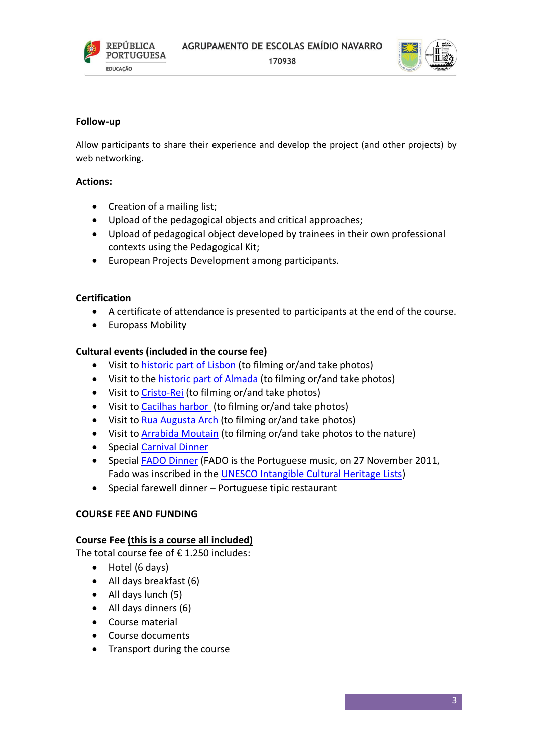**Follow-up**

Allow participants to share their experience and develop the project (and other projects) by web networking.

**Actions:**

- Creation of a mailing list;
- Upload of the pedagogical objects and critical approaches;
- Upload of pedagogical object developed by trainees in their own professional contexts using the Pedagogical Kit;
- European Projects Development among participants.

**Certification**

- A certificate of attendance is presented to participants at the end of the course.
- Europass Mobility

**Cultural events (included in the course fee)**

- Visit to historic part of Lisbon (to filming or/and take photos)
- Visit to the historic part of Almada (to filming or/and take photos)
- Visit to Cristo-Rei (to filming or/and take photos)
- Visit to Cacilhas harbor (to filming or/and take photos)
- Visit to Rua Augusta Arch (to filming or/and take photos)
- Visit to Arrabida Moutain (to filming or/and take photos to the nature)
- Special Carnival Dinner
- Special FADO Dinner (FADO is the Portuguese music, on 27 November 2011, Fado was inscribed in the UNESCO Intangible Cultural Heritage Lists)
- Special farewell dinner – Portuguese tipic restaurant

**COURSE FEE AND FUNDING**

**Course Fee (this is a course all included)**
The total course fee of € 1.250 includes:

- Hotel (6 days)
- All days breakfast (6)
- All days lunch (5)
- All days dinners (6)
- Course material
- Course documents
- Transport during the course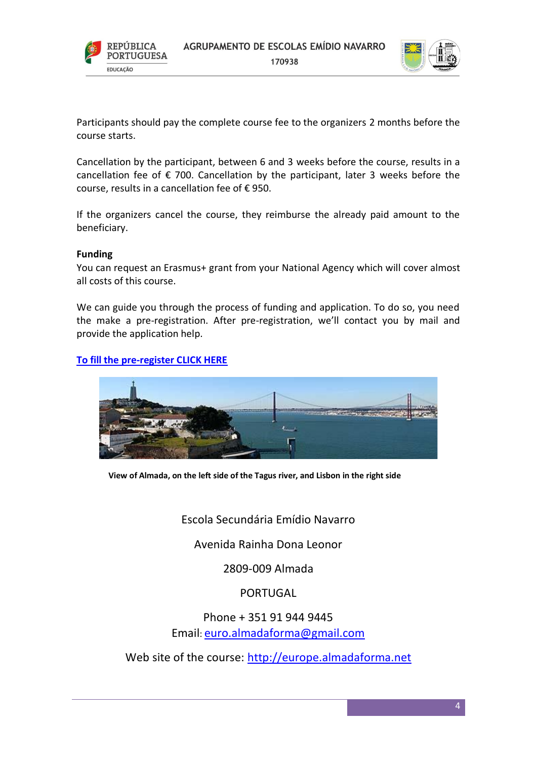Participants should pay the complete course fee to the organizers 2 months before the course starts.

Cancellation by the participant, between 6 and 3 weeks before the course, results in a cancellation fee of € 700. Cancellation by the participant, later 3 weeks before the course, results in a cancellation fee of € 950.

If the organizers cancel the course, they reimburse the already paid amount to the beneficiary.

**Funding**

You can request an Erasmus+ grant from your National Agency which will cover almost all costs of this course.

We can guide you through the process of funding and application. To do so, you need the make a pre-registration. After pre-registration, we'll contact you by mail and provide the application help.

**To fill the pre-register CLICK HERE**

**View of Almada, on the left side of the Tagus river, and Lisbon in the right side**

Escola Secundária Emídio Navarro

Avenida Rainha Dona Leonor

2809-009 Almada

PORTUGAL

Phone + 351 91 944 9445

Email: euro.almadaforma@gmail.com

Web site of the course: http://europe.almadaforma.net